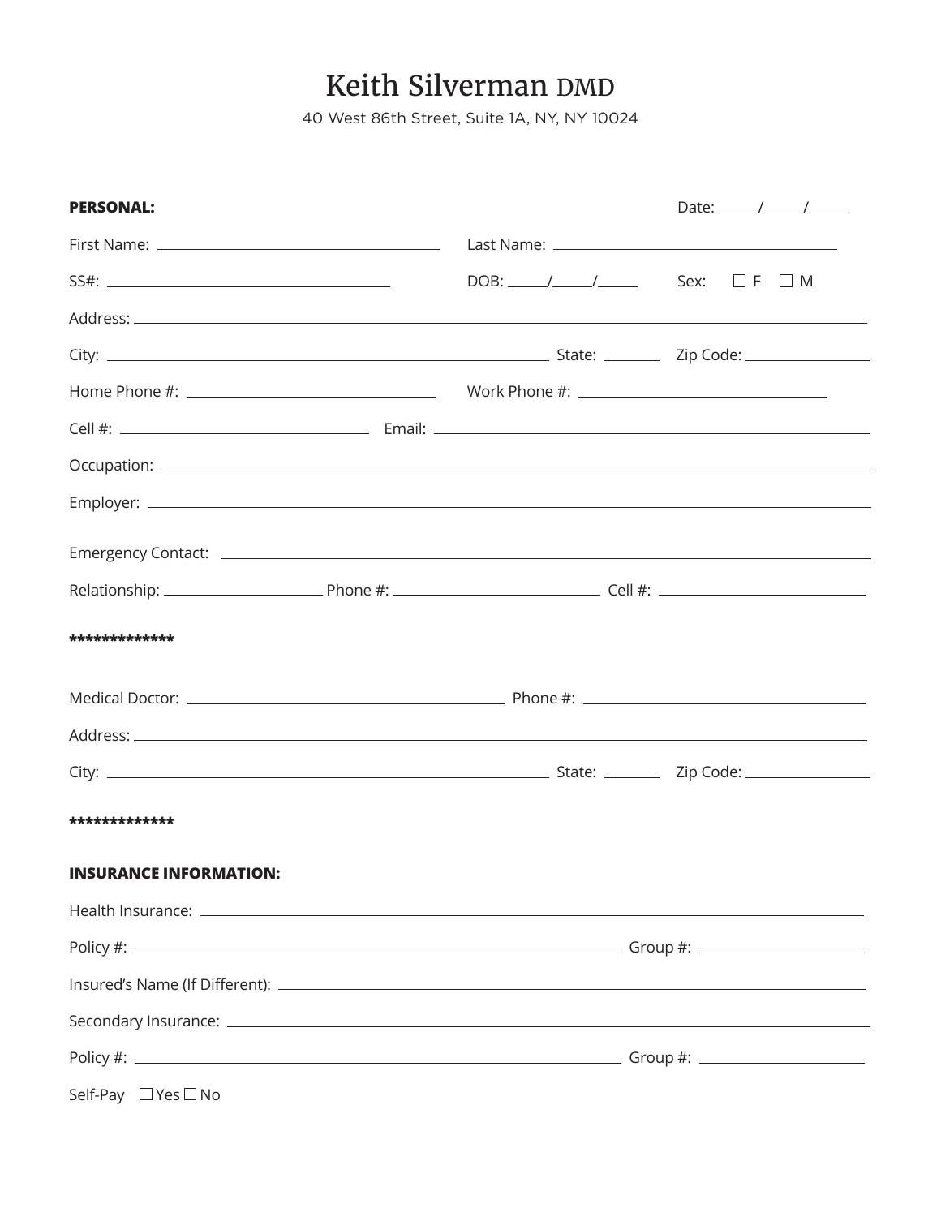# Keith Silverman DMD

40 West 86th Street, Suite 1A, NY, NY 10024

**PERSONAL:** Date: _____/_____/_____

First Name: ______________________ Last Name: ______________________

SS#: ______________________ DOB: _____/_____/_____ Sex: ☐ F ☐ M

Address: ____________________________________________

City: ______________________ State: ________ Zip Code: ____________

Home Phone #: ______________________ Work Phone #: ______________________

Cell #: ______________________ Email: ______________________

Occupation: ____________________________________________

Employer: ____________________________________________

Emergency Contact: ____________________________________________

Relationship: ______________ Phone #: ______________ Cell #: ______________

*************

Medical Doctor: ______________________ Phone #: ______________________

Address: ____________________________________________

City: ______________________ State: ________ Zip Code: ____________

*************

**INSURANCE INFORMATION:**

Health Insurance: ____________________________________________

Policy #: ______________________ Group #: ______________

Insured's Name (If Different): ____________________________________________

Secondary Insurance: ____________________________________________

Policy #: ______________________ Group #: ______________

Self-Pay ☐ Yes ☐ No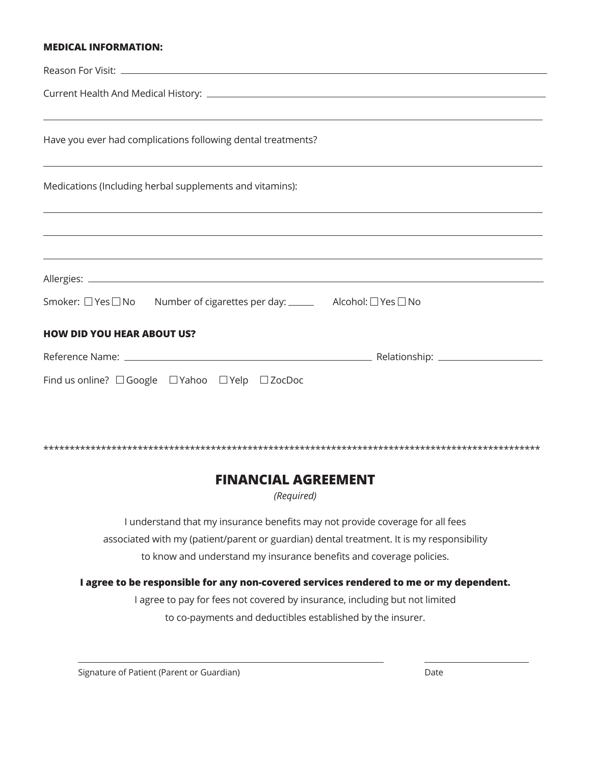**MEDICAL INFORMATION:**

Reason For Visit: ______________________________________________

Current Health And Medical History: ______________________________________________

______________________________________________

Have you ever had complications following dental treatments?

______________________________________________

Medications (Including herbal supplements and vitamins):

______________________________________________

______________________________________________

______________________________________________

Allergies: ______________________________________________

Smoker: ☐ Yes ☐ No    Number of cigarettes per day: ______    Alcohol: ☐ Yes ☐ No

**HOW DID YOU HEAR ABOUT US?**

Reference Name: ______________________________ Relationship: ______________

Find us online? ☐ Google ☐ Yahoo ☐ Yelp ☐ ZocDoc

**************************************************************************************************

## FINANCIAL AGREEMENT

*(Required)*

I understand that my insurance benefits may not provide coverage for all fees associated with my (patient/parent or guardian) dental treatment. It is my responsibility to know and understand my insurance benefits and coverage policies.

**I agree to be responsible for any non-covered services rendered to me or my dependent.**
I agree to pay for fees not covered by insurance, including but not limited to co-payments and deductibles established by the insurer.

______________________________________________    ______________

Signature of Patient (Parent or Guardian)    Date